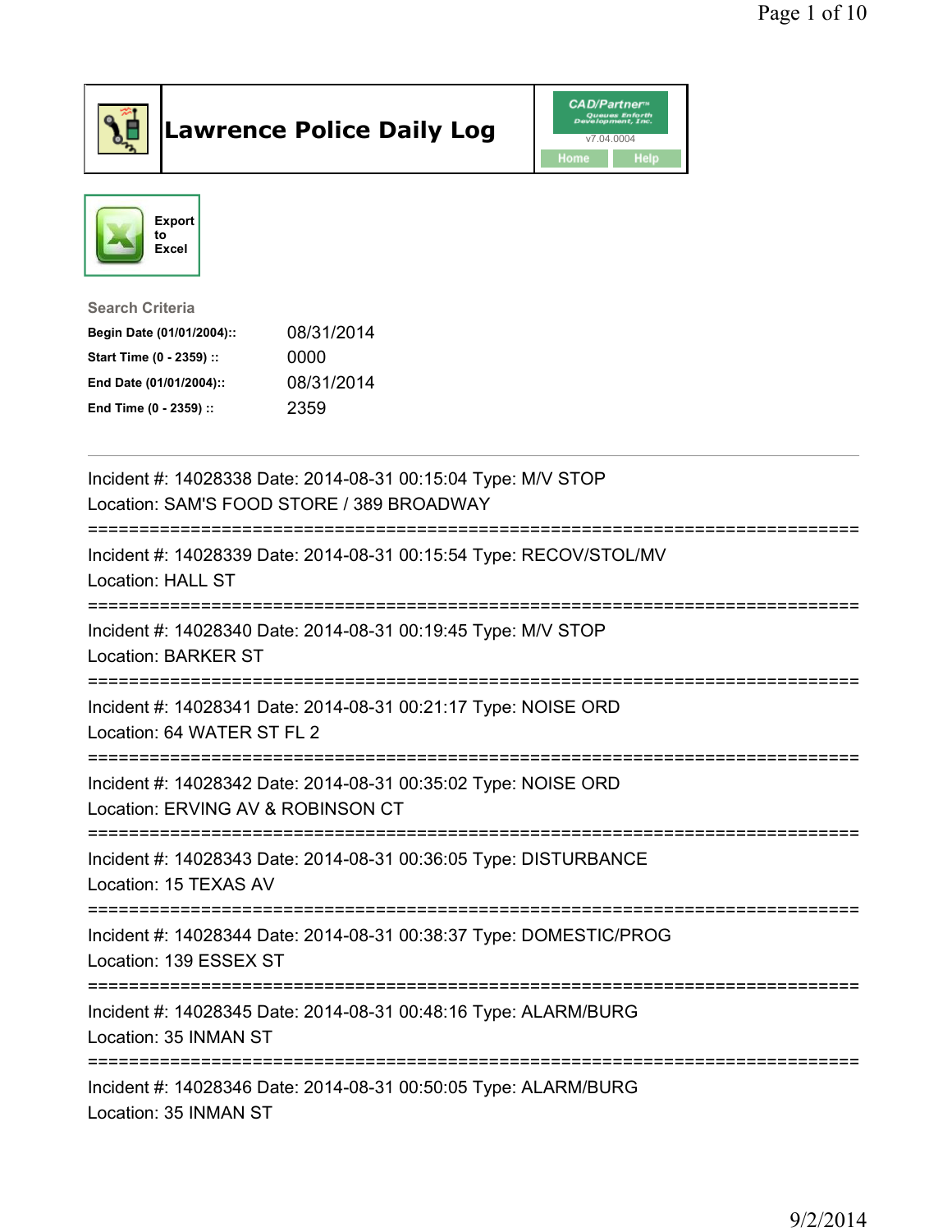# Lawrence Police Daily Log

CAD/Partner™ v7.04.0004

Home | Help

Export to Excel

**Search Criteria**

| | |
|---|---|
| **Begin Date (01/01/2004)::** | 08/31/2014 |
| **Start Time (0 - 2359) ::** | 0000 |
| **End Date (01/01/2004)::** | 08/31/2014 |
| **End Time (0 - 2359) ::** | 2359 |

---

Incident #: 14028338 Date: 2014-08-31 00:15:04 Type: M/V STOP
Location: SAM'S FOOD STORE / 389 BROADWAY

===========================================================================

Incident #: 14028339 Date: 2014-08-31 00:15:54 Type: RECOV/STOL/MV
Location: HALL ST

===========================================================================

Incident #: 14028340 Date: 2014-08-31 00:19:45 Type: M/V STOP
Location: BARKER ST

===========================================================================

Incident #: 14028341 Date: 2014-08-31 00:21:17 Type: NOISE ORD
Location: 64 WATER ST FL 2

===========================================================================

Incident #: 14028342 Date: 2014-08-31 00:35:02 Type: NOISE ORD
Location: ERVING AV & ROBINSON CT

===========================================================================

Incident #: 14028343 Date: 2014-08-31 00:36:05 Type: DISTURBANCE
Location: 15 TEXAS AV

===========================================================================

Incident #: 14028344 Date: 2014-08-31 00:38:37 Type: DOMESTIC/PROG
Location: 139 ESSEX ST

===========================================================================

Incident #: 14028345 Date: 2014-08-31 00:48:16 Type: ALARM/BURG
Location: 35 INMAN ST

===========================================================================

Incident #: 14028346 Date: 2014-08-31 00:50:05 Type: ALARM/BURG
Location: 35 INMAN ST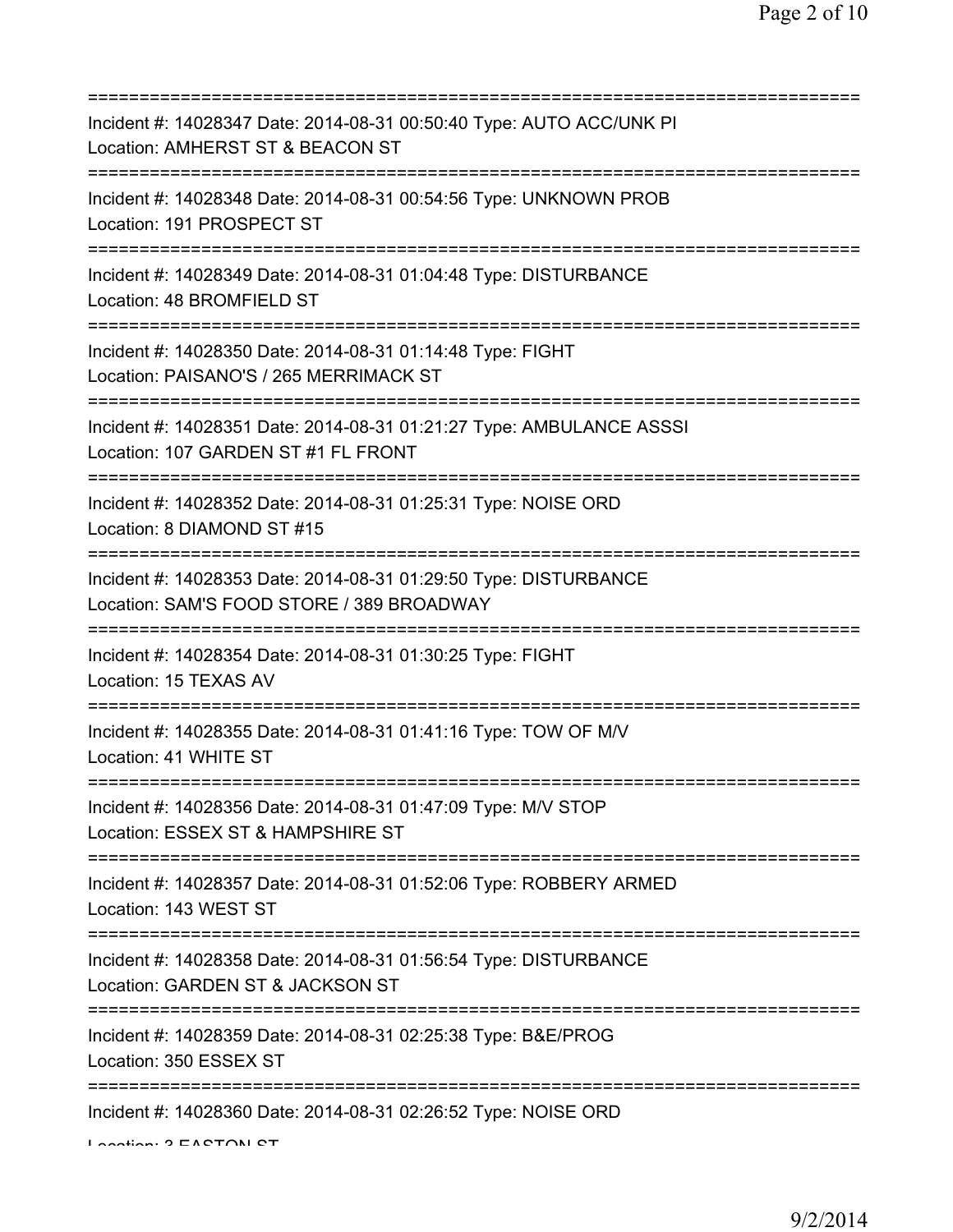Incident #: 14028347 Date: 2014-08-31 00:50:40 Type: AUTO ACC/UNK PI
Location: AMHERST ST & BEACON ST

Incident #: 14028348 Date: 2014-08-31 00:54:56 Type: UNKNOWN PROB
Location: 191 PROSPECT ST

Incident #: 14028349 Date: 2014-08-31 01:04:48 Type: DISTURBANCE
Location: 48 BROMFIELD ST

Incident #: 14028350 Date: 2014-08-31 01:14:48 Type: FIGHT
Location: PAISANO'S / 265 MERRIMACK ST

Incident #: 14028351 Date: 2014-08-31 01:21:27 Type: AMBULANCE ASSSI
Location: 107 GARDEN ST #1 FL FRONT

Incident #: 14028352 Date: 2014-08-31 01:25:31 Type: NOISE ORD
Location: 8 DIAMOND ST #15

Incident #: 14028353 Date: 2014-08-31 01:29:50 Type: DISTURBANCE
Location: SAM'S FOOD STORE / 389 BROADWAY

Incident #: 14028354 Date: 2014-08-31 01:30:25 Type: FIGHT
Location: 15 TEXAS AV

Incident #: 14028355 Date: 2014-08-31 01:41:16 Type: TOW OF M/V
Location: 41 WHITE ST

Incident #: 14028356 Date: 2014-08-31 01:47:09 Type: M/V STOP
Location: ESSEX ST & HAMPSHIRE ST

Incident #: 14028357 Date: 2014-08-31 01:52:06 Type: ROBBERY ARMED
Location: 143 WEST ST

Incident #: 14028358 Date: 2014-08-31 01:56:54 Type: DISTURBANCE
Location: GARDEN ST & JACKSON ST

Incident #: 14028359 Date: 2014-08-31 02:25:38 Type: B&E/PROG
Location: 350 ESSEX ST

Incident #: 14028360 Date: 2014-08-31 02:26:52 Type: NOISE ORD
Location: 3 EASTON ST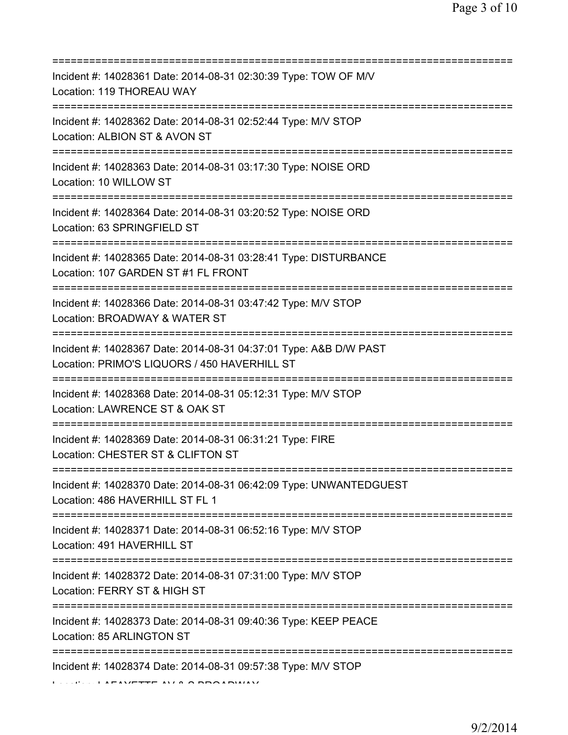===========================================================================
Incident #: 14028361 Date: 2014-08-31 02:30:39 Type: TOW OF M/V
Location: 119 THOREAU WAY
===========================================================================
Incident #: 14028362 Date: 2014-08-31 02:52:44 Type: M/V STOP
Location: ALBION ST & AVON ST
===========================================================================
Incident #: 14028363 Date: 2014-08-31 03:17:30 Type: NOISE ORD
Location: 10 WILLOW ST
===========================================================================
Incident #: 14028364 Date: 2014-08-31 03:20:52 Type: NOISE ORD
Location: 63 SPRINGFIELD ST
===========================================================================
Incident #: 14028365 Date: 2014-08-31 03:28:41 Type: DISTURBANCE
Location: 107 GARDEN ST #1 FL FRONT
===========================================================================
Incident #: 14028366 Date: 2014-08-31 03:47:42 Type: M/V STOP
Location: BROADWAY & WATER ST
===========================================================================
Incident #: 14028367 Date: 2014-08-31 04:37:01 Type: A&B D/W PAST
Location: PRIMO'S LIQUORS / 450 HAVERHILL ST
===========================================================================
Incident #: 14028368 Date: 2014-08-31 05:12:31 Type: M/V STOP
Location: LAWRENCE ST & OAK ST
===========================================================================
Incident #: 14028369 Date: 2014-08-31 06:31:21 Type: FIRE
Location: CHESTER ST & CLIFTON ST
===========================================================================
Incident #: 14028370 Date: 2014-08-31 06:42:09 Type: UNWANTEDGUEST
Location: 486 HAVERHILL ST FL 1
===========================================================================
Incident #: 14028371 Date: 2014-08-31 06:52:16 Type: M/V STOP
Location: 491 HAVERHILL ST
===========================================================================
Incident #: 14028372 Date: 2014-08-31 07:31:00 Type: M/V STOP
Location: FERRY ST & HIGH ST
===========================================================================
Incident #: 14028373 Date: 2014-08-31 09:40:36 Type: KEEP PEACE
Location: 85 ARLINGTON ST
===========================================================================
Incident #: 14028374 Date: 2014-08-31 09:57:38 Type: M/V STOP
Location: LAFAYETTE AV & S BROADWAY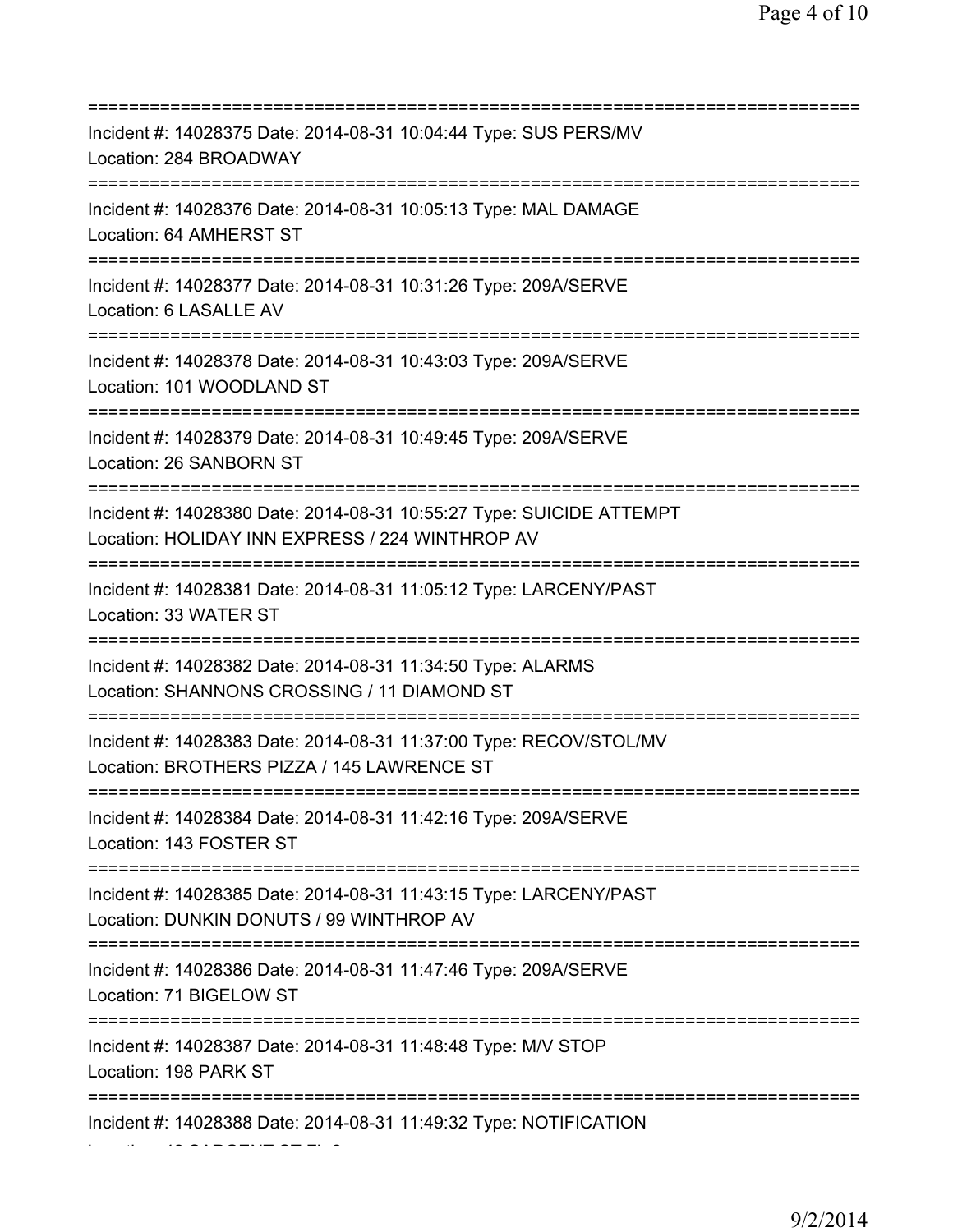===========================================================================
Incident #: 14028375 Date: 2014-08-31 10:04:44 Type: SUS PERS/MV
Location: 284 BROADWAY
===========================================================================
Incident #: 14028376 Date: 2014-08-31 10:05:13 Type: MAL DAMAGE
Location: 64 AMHERST ST
===========================================================================
Incident #: 14028377 Date: 2014-08-31 10:31:26 Type: 209A/SERVE
Location: 6 LASALLE AV
===========================================================================
Incident #: 14028378 Date: 2014-08-31 10:43:03 Type: 209A/SERVE
Location: 101 WOODLAND ST
===========================================================================
Incident #: 14028379 Date: 2014-08-31 10:49:45 Type: 209A/SERVE
Location: 26 SANBORN ST
===========================================================================
Incident #: 14028380 Date: 2014-08-31 10:55:27 Type: SUICIDE ATTEMPT
Location: HOLIDAY INN EXPRESS / 224 WINTHROP AV
===========================================================================
Incident #: 14028381 Date: 2014-08-31 11:05:12 Type: LARCENY/PAST
Location: 33 WATER ST
===========================================================================
Incident #: 14028382 Date: 2014-08-31 11:34:50 Type: ALARMS
Location: SHANNONS CROSSING / 11 DIAMOND ST
===========================================================================
Incident #: 14028383 Date: 2014-08-31 11:37:00 Type: RECOV/STOL/MV
Location: BROTHERS PIZZA / 145 LAWRENCE ST
===========================================================================
Incident #: 14028384 Date: 2014-08-31 11:42:16 Type: 209A/SERVE
Location: 143 FOSTER ST
===========================================================================
Incident #: 14028385 Date: 2014-08-31 11:43:15 Type: LARCENY/PAST
Location: DUNKIN DONUTS / 99 WINTHROP AV
===========================================================================
Incident #: 14028386 Date: 2014-08-31 11:47:46 Type: 209A/SERVE
Location: 71 BIGELOW ST
===========================================================================
Incident #: 14028387 Date: 2014-08-31 11:48:48 Type: M/V STOP
Location: 198 PARK ST
===========================================================================
Incident #: 14028388 Date: 2014-08-31 11:49:32 Type: NOTIFICATION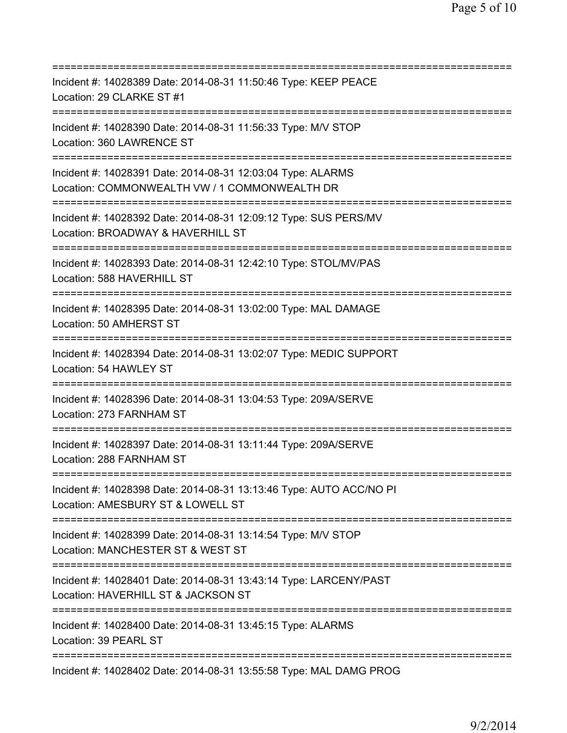===========================================================================
Incident #: 14028389 Date: 2014-08-31 11:50:46 Type: KEEP PEACE
Location: 29 CLARKE ST #1
===========================================================================
Incident #: 14028390 Date: 2014-08-31 11:56:33 Type: M/V STOP
Location: 360 LAWRENCE ST
===========================================================================
Incident #: 14028391 Date: 2014-08-31 12:03:04 Type: ALARMS
Location: COMMONWEALTH VW / 1 COMMONWEALTH DR
===========================================================================
Incident #: 14028392 Date: 2014-08-31 12:09:12 Type: SUS PERS/MV
Location: BROADWAY & HAVERHILL ST
===========================================================================
Incident #: 14028393 Date: 2014-08-31 12:42:10 Type: STOL/MV/PAS
Location: 588 HAVERHILL ST
===========================================================================
Incident #: 14028395 Date: 2014-08-31 13:02:00 Type: MAL DAMAGE
Location: 50 AMHERST ST
===========================================================================
Incident #: 14028394 Date: 2014-08-31 13:02:07 Type: MEDIC SUPPORT
Location: 54 HAWLEY ST
===========================================================================
Incident #: 14028396 Date: 2014-08-31 13:04:53 Type: 209A/SERVE
Location: 273 FARNHAM ST
===========================================================================
Incident #: 14028397 Date: 2014-08-31 13:11:44 Type: 209A/SERVE
Location: 288 FARNHAM ST
===========================================================================
Incident #: 14028398 Date: 2014-08-31 13:13:46 Type: AUTO ACC/NO PI
Location: AMESBURY ST & LOWELL ST
===========================================================================
Incident #: 14028399 Date: 2014-08-31 13:14:54 Type: M/V STOP
Location: MANCHESTER ST & WEST ST
===========================================================================
Incident #: 14028401 Date: 2014-08-31 13:43:14 Type: LARCENY/PAST
Location: HAVERHILL ST & JACKSON ST
===========================================================================
Incident #: 14028400 Date: 2014-08-31 13:45:15 Type: ALARMS
Location: 39 PEARL ST
===========================================================================
Incident #: 14028402 Date: 2014-08-31 13:55:58 Type: MAL DAMG PROG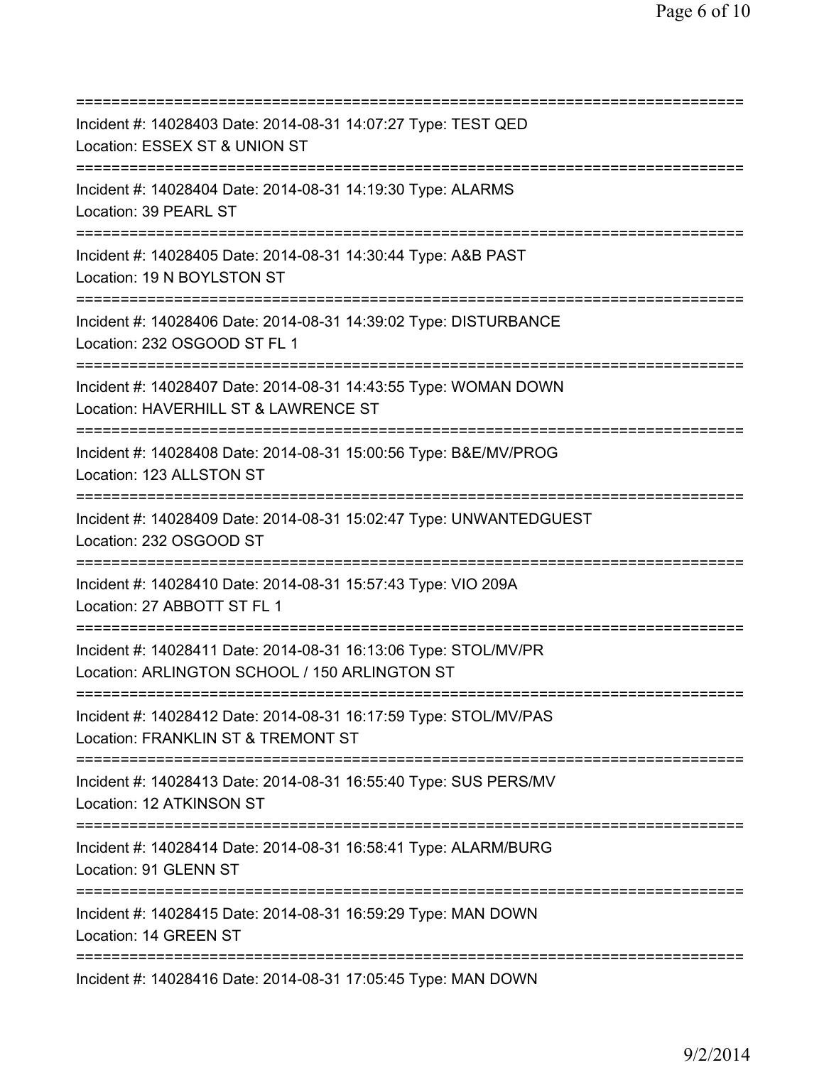==============================================================================

Incident #: 14028403 Date: 2014-08-31 14:07:27 Type: TEST QED
Location: ESSEX ST & UNION ST

==============================================================================

Incident #: 14028404 Date: 2014-08-31 14:19:30 Type: ALARMS
Location: 39 PEARL ST

==============================================================================

Incident #: 14028405 Date: 2014-08-31 14:30:44 Type: A&B PAST
Location: 19 N BOYLSTON ST

==============================================================================

Incident #: 14028406 Date: 2014-08-31 14:39:02 Type: DISTURBANCE
Location: 232 OSGOOD ST FL 1

==============================================================================

Incident #: 14028407 Date: 2014-08-31 14:43:55 Type: WOMAN DOWN
Location: HAVERHILL ST & LAWRENCE ST

==============================================================================

Incident #: 14028408 Date: 2014-08-31 15:00:56 Type: B&E/MV/PROG
Location: 123 ALLSTON ST

==============================================================================

Incident #: 14028409 Date: 2014-08-31 15:02:47 Type: UNWANTEDGUEST
Location: 232 OSGOOD ST

==============================================================================

Incident #: 14028410 Date: 2014-08-31 15:57:43 Type: VIO 209A
Location: 27 ABBOTT ST FL 1

==============================================================================

Incident #: 14028411 Date: 2014-08-31 16:13:06 Type: STOL/MV/PR
Location: ARLINGTON SCHOOL / 150 ARLINGTON ST

==============================================================================

Incident #: 14028412 Date: 2014-08-31 16:17:59 Type: STOL/MV/PAS
Location: FRANKLIN ST & TREMONT ST

==============================================================================

Incident #: 14028413 Date: 2014-08-31 16:55:40 Type: SUS PERS/MV
Location: 12 ATKINSON ST

==============================================================================

Incident #: 14028414 Date: 2014-08-31 16:58:41 Type: ALARM/BURG
Location: 91 GLENN ST

==============================================================================

Incident #: 14028415 Date: 2014-08-31 16:59:29 Type: MAN DOWN
Location: 14 GREEN ST

==============================================================================

Incident #: 14028416 Date: 2014-08-31 17:05:45 Type: MAN DOWN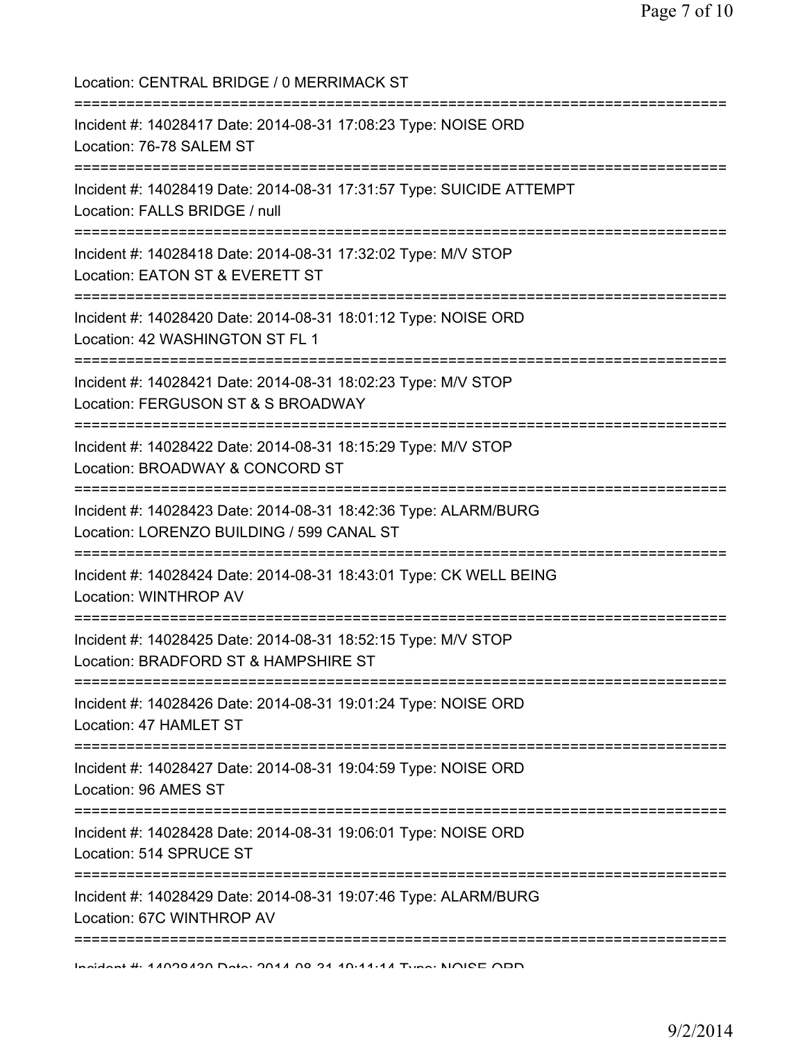Location: CENTRAL BRIDGE / 0 MERRIMACK ST

===========================================================================

Incident #: 14028417 Date: 2014-08-31 17:08:23 Type: NOISE ORD
Location: 76-78 SALEM ST

===========================================================================

Incident #: 14028419 Date: 2014-08-31 17:31:57 Type: SUICIDE ATTEMPT
Location: FALLS BRIDGE / null

===========================================================================

Incident #: 14028418 Date: 2014-08-31 17:32:02 Type: M/V STOP
Location: EATON ST & EVERETT ST

===========================================================================

Incident #: 14028420 Date: 2014-08-31 18:01:12 Type: NOISE ORD
Location: 42 WASHINGTON ST FL 1

===========================================================================

Incident #: 14028421 Date: 2014-08-31 18:02:23 Type: M/V STOP
Location: FERGUSON ST & S BROADWAY

===========================================================================

Incident #: 14028422 Date: 2014-08-31 18:15:29 Type: M/V STOP
Location: BROADWAY & CONCORD ST

===========================================================================

Incident #: 14028423 Date: 2014-08-31 18:42:36 Type: ALARM/BURG
Location: LORENZO BUILDING / 599 CANAL ST

===========================================================================

Incident #: 14028424 Date: 2014-08-31 18:43:01 Type: CK WELL BEING
Location: WINTHROP AV

===========================================================================

Incident #: 14028425 Date: 2014-08-31 18:52:15 Type: M/V STOP
Location: BRADFORD ST & HAMPSHIRE ST

===========================================================================

Incident #: 14028426 Date: 2014-08-31 19:01:24 Type: NOISE ORD
Location: 47 HAMLET ST

===========================================================================

Incident #: 14028427 Date: 2014-08-31 19:04:59 Type: NOISE ORD
Location: 96 AMES ST

===========================================================================

Incident #: 14028428 Date: 2014-08-31 19:06:01 Type: NOISE ORD
Location: 514 SPRUCE ST

===========================================================================

Incident #: 14028429 Date: 2014-08-31 19:07:46 Type: ALARM/BURG
Location: 67C WINTHROP AV

===========================================================================

Incident #: 14028430 Date: 2014-08-31 19:11:14 Type: NOISE ORD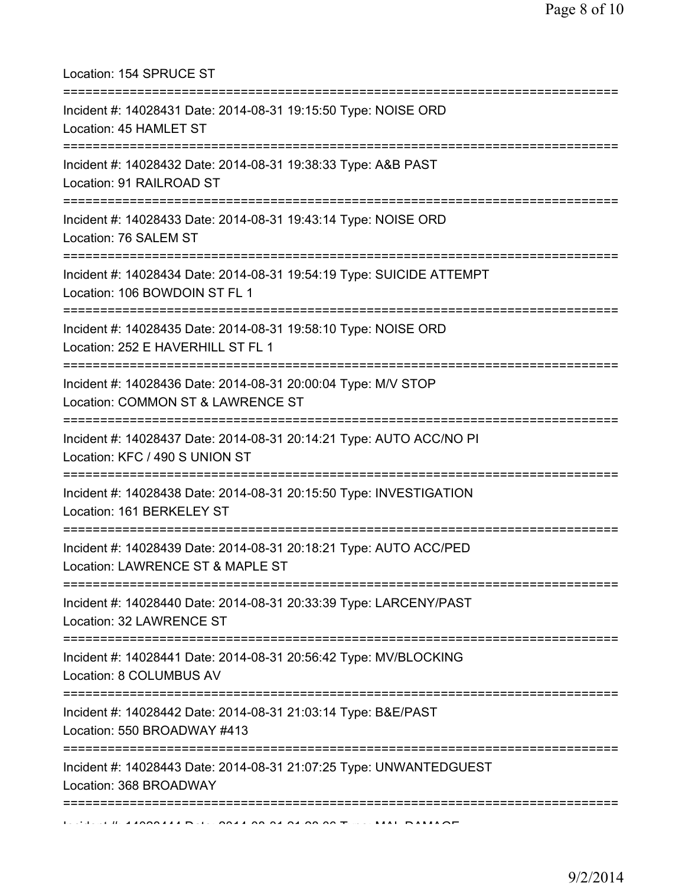Location: 154 SPRUCE ST

===========================================================================

Incident #: 14028431 Date: 2014-08-31 19:15:50 Type: NOISE ORD
Location: 45 HAMLET ST

===========================================================================

Incident #: 14028432 Date: 2014-08-31 19:38:33 Type: A&B PAST
Location: 91 RAILROAD ST

===========================================================================

Incident #: 14028433 Date: 2014-08-31 19:43:14 Type: NOISE ORD
Location: 76 SALEM ST

===========================================================================

Incident #: 14028434 Date: 2014-08-31 19:54:19 Type: SUICIDE ATTEMPT
Location: 106 BOWDOIN ST FL 1

===========================================================================

Incident #: 14028435 Date: 2014-08-31 19:58:10 Type: NOISE ORD
Location: 252 E HAVERHILL ST FL 1

===========================================================================

Incident #: 14028436 Date: 2014-08-31 20:00:04 Type: M/V STOP
Location: COMMON ST & LAWRENCE ST

===========================================================================

Incident #: 14028437 Date: 2014-08-31 20:14:21 Type: AUTO ACC/NO PI
Location: KFC / 490 S UNION ST

===========================================================================

Incident #: 14028438 Date: 2014-08-31 20:15:50 Type: INVESTIGATION
Location: 161 BERKELEY ST

===========================================================================

Incident #: 14028439 Date: 2014-08-31 20:18:21 Type: AUTO ACC/PED
Location: LAWRENCE ST & MAPLE ST

===========================================================================

Incident #: 14028440 Date: 2014-08-31 20:33:39 Type: LARCENY/PAST
Location: 32 LAWRENCE ST

===========================================================================

Incident #: 14028441 Date: 2014-08-31 20:56:42 Type: MV/BLOCKING
Location: 8 COLUMBUS AV

===========================================================================

Incident #: 14028442 Date: 2014-08-31 21:03:14 Type: B&E/PAST
Location: 550 BROADWAY #413

===========================================================================

Incident #: 14028443 Date: 2014-08-31 21:07:25 Type: UNWANTEDGUEST
Location: 368 BROADWAY

===========================================================================

Incident #: 14028444 Date: 2014-08-31 21:28:06 Type: MAL DAMAGE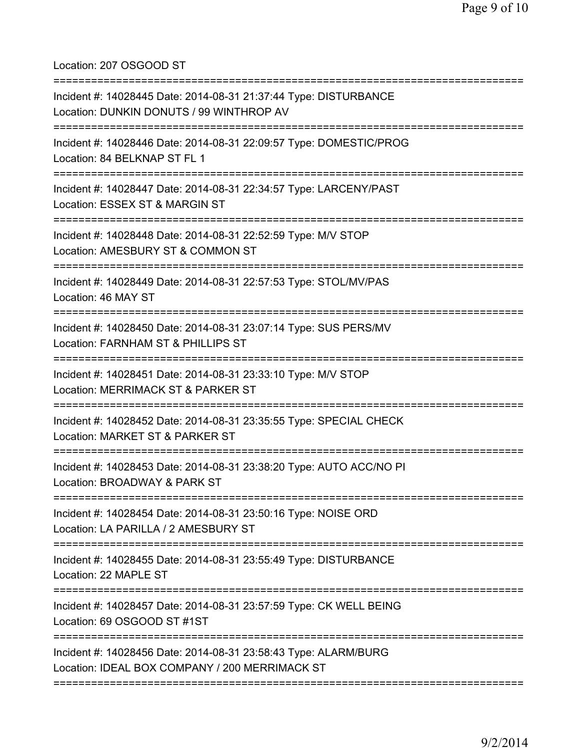Location: 207 OSGOOD ST

===========================================================================

Incident #: 14028445 Date: 2014-08-31 21:37:44 Type: DISTURBANCE
Location: DUNKIN DONUTS / 99 WINTHROP AV

===========================================================================

Incident #: 14028446 Date: 2014-08-31 22:09:57 Type: DOMESTIC/PROG
Location: 84 BELKNAP ST FL 1

===========================================================================

Incident #: 14028447 Date: 2014-08-31 22:34:57 Type: LARCENY/PAST
Location: ESSEX ST & MARGIN ST

===========================================================================

Incident #: 14028448 Date: 2014-08-31 22:52:59 Type: M/V STOP
Location: AMESBURY ST & COMMON ST

===========================================================================

Incident #: 14028449 Date: 2014-08-31 22:57:53 Type: STOL/MV/PAS
Location: 46 MAY ST

===========================================================================

Incident #: 14028450 Date: 2014-08-31 23:07:14 Type: SUS PERS/MV
Location: FARNHAM ST & PHILLIPS ST

===========================================================================

Incident #: 14028451 Date: 2014-08-31 23:33:10 Type: M/V STOP
Location: MERRIMACK ST & PARKER ST

===========================================================================

Incident #: 14028452 Date: 2014-08-31 23:35:55 Type: SPECIAL CHECK
Location: MARKET ST & PARKER ST

===========================================================================

Incident #: 14028453 Date: 2014-08-31 23:38:20 Type: AUTO ACC/NO PI
Location: BROADWAY & PARK ST

===========================================================================

Incident #: 14028454 Date: 2014-08-31 23:50:16 Type: NOISE ORD
Location: LA PARILLA / 2 AMESBURY ST

===========================================================================

Incident #: 14028455 Date: 2014-08-31 23:55:49 Type: DISTURBANCE
Location: 22 MAPLE ST

===========================================================================

Incident #: 14028457 Date: 2014-08-31 23:57:59 Type: CK WELL BEING
Location: 69 OSGOOD ST #1ST

===========================================================================

Incident #: 14028456 Date: 2014-08-31 23:58:43 Type: ALARM/BURG
Location: IDEAL BOX COMPANY / 200 MERRIMACK ST

===========================================================================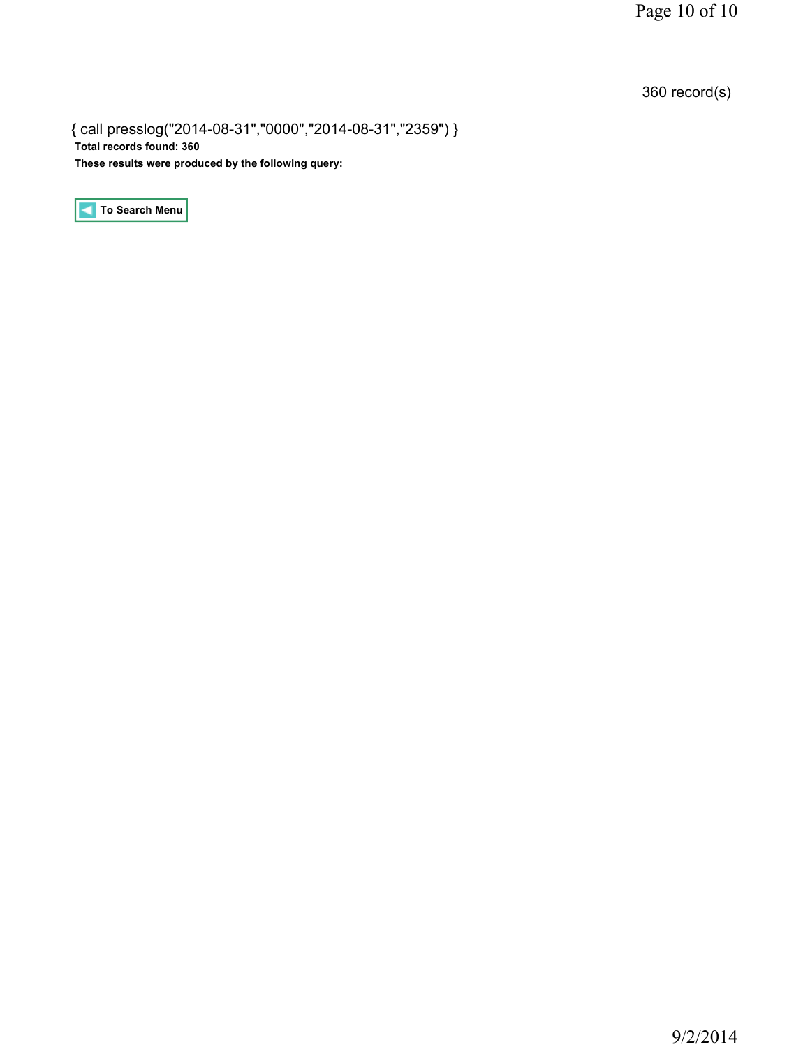360 record(s)

```
{ call presslog("2014-08-31","0000","2014-08-31","2359") }
```

**Total records found: 360**

**These results were produced by the following query:**

To Search Menu